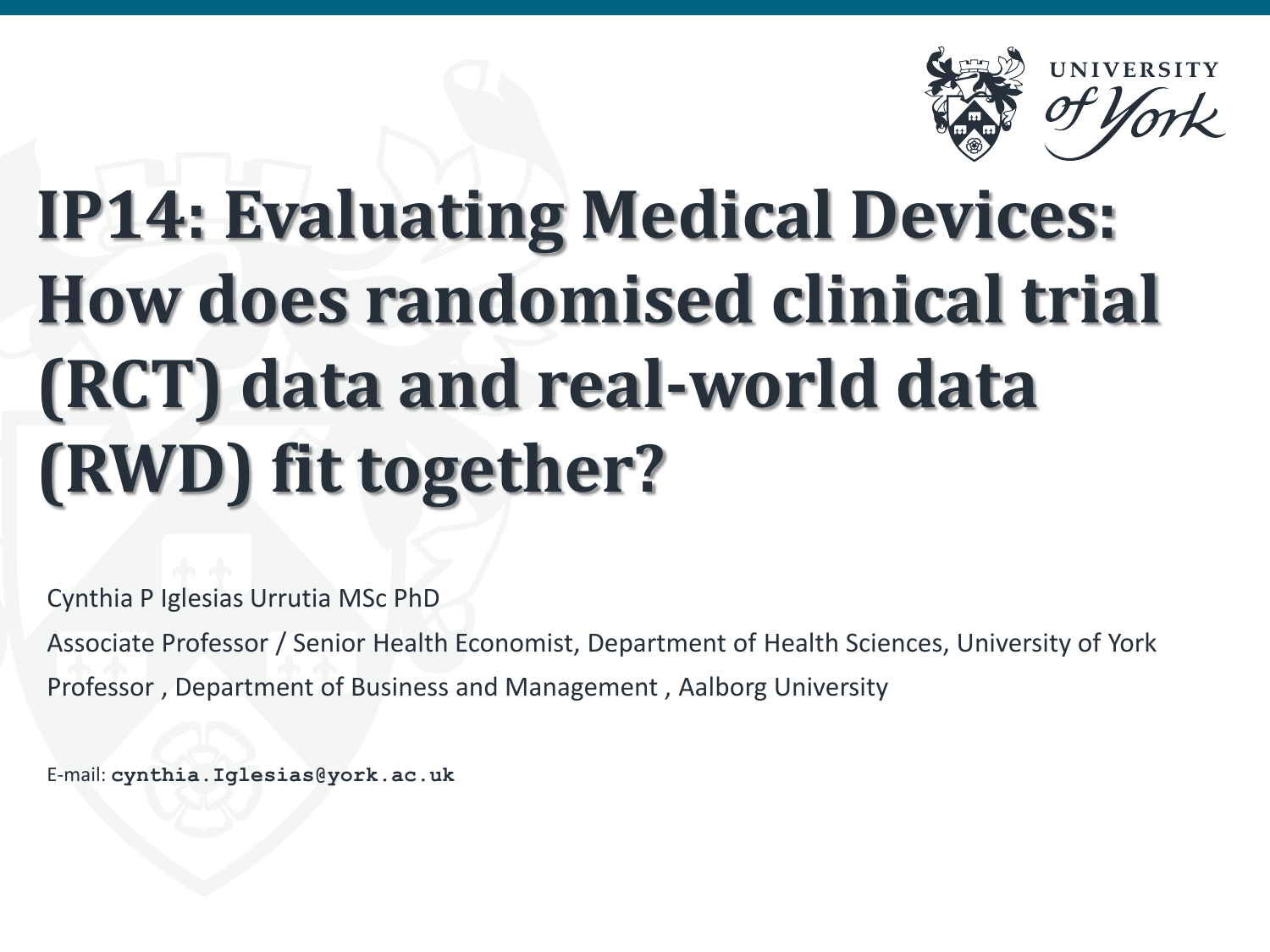# IP14: Evaluating Medical Devices: How does randomised clinical trial (RCT) data and real-world data (RWD) fit together?

Cynthia P Iglesias Urrutia MSc PhD

Associate Professor / Senior Health Economist, Department of Health Sciences, University of York

Professor , Department of Business and Management , Aalborg University

E-mail: **cynthia.Iglesias@york.ac.uk**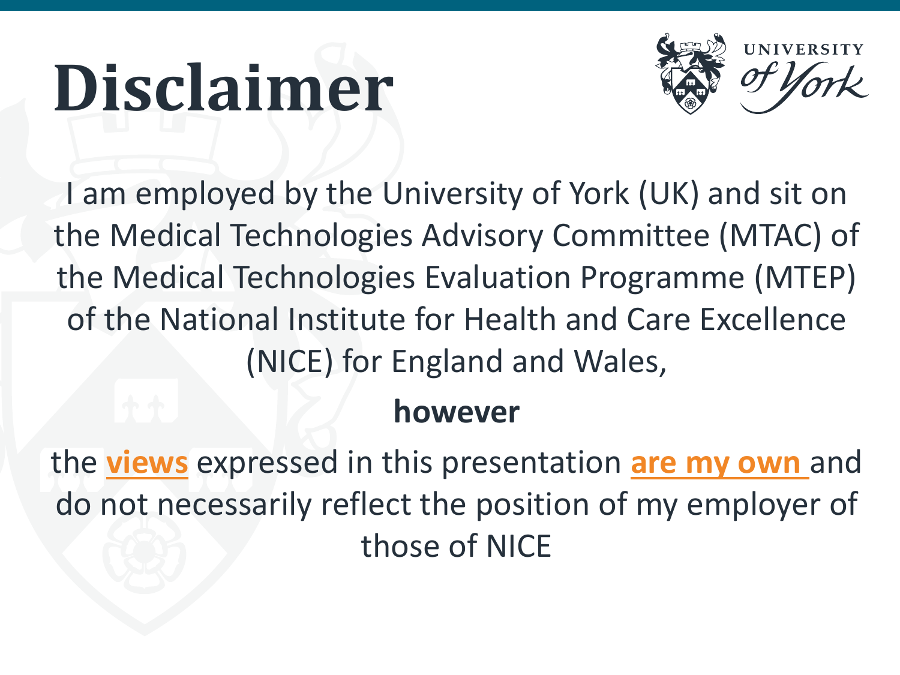# Disclaimer

I am employed by the University of York (UK) and sit on the Medical Technologies Advisory Committee (MTAC) of the Medical Technologies Evaluation Programme (MTEP) of the National Institute for Health and Care Excellence (NICE) for England and Wales,

**however**

the **views** expressed in this presentation **are my own** and do not necessarily reflect the position of my employer of those of NICE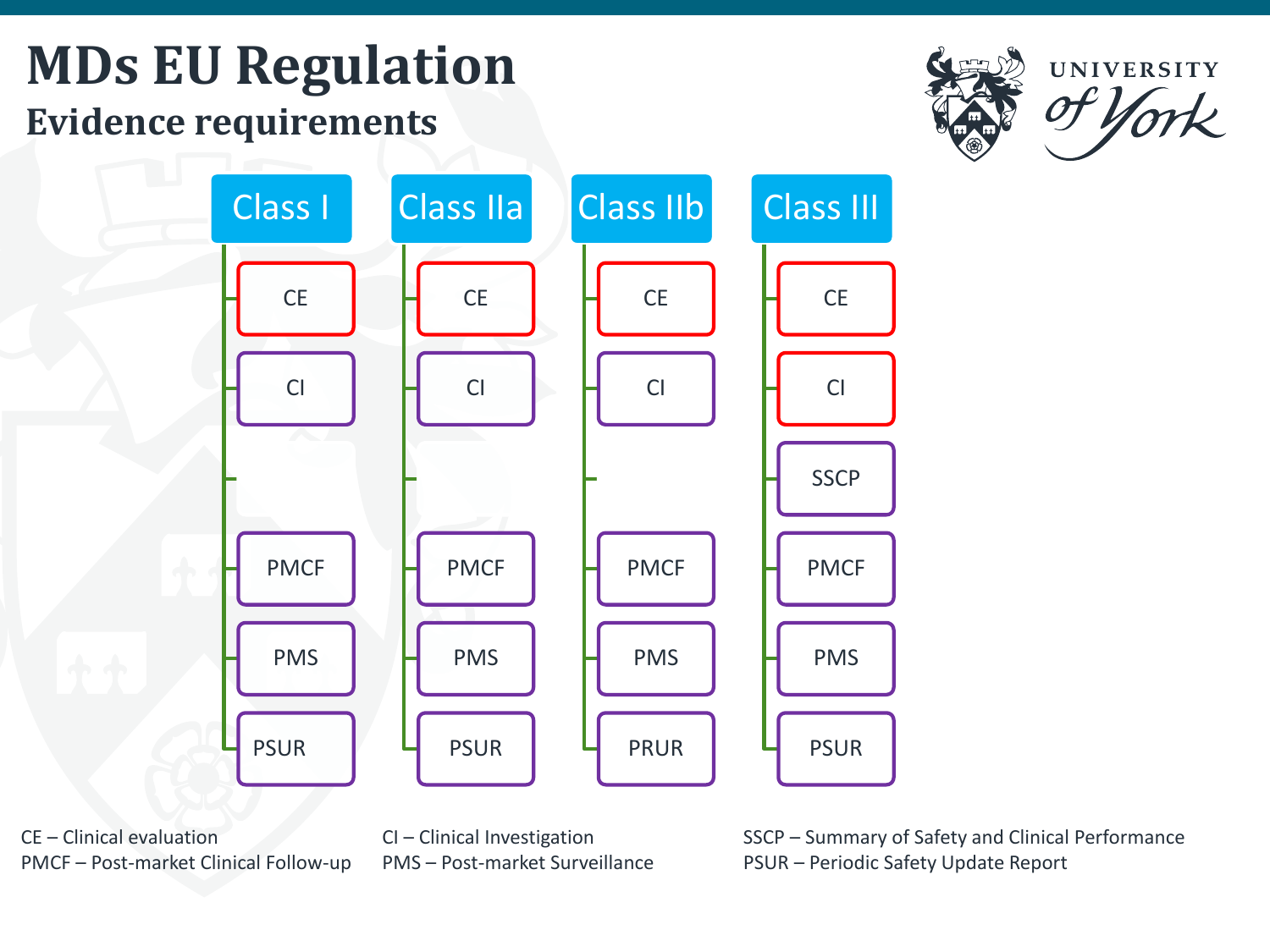# MDs EU Regulation

## Evidence requirements

| Class I | Class IIa | Class IIb | Class III |
| --- | --- | --- | --- |
| CE | CE | CE | CE |
| CI | CI | CI | CI |
| | | | SSCP |
| PMCF | PMCF | PMCF | PMCF |
| PMS | PMS | PMS | PMS |
| PSUR | PSUR | PRUR | PSUR |

CE – Clinical evaluation
PMCF – Post-market Clinical Follow-up
CI – Clinical Investigation
PMS – Post-market Surveillance
SSCP – Summary of Safety and Clinical Performance
PSUR – Periodic Safety Update Report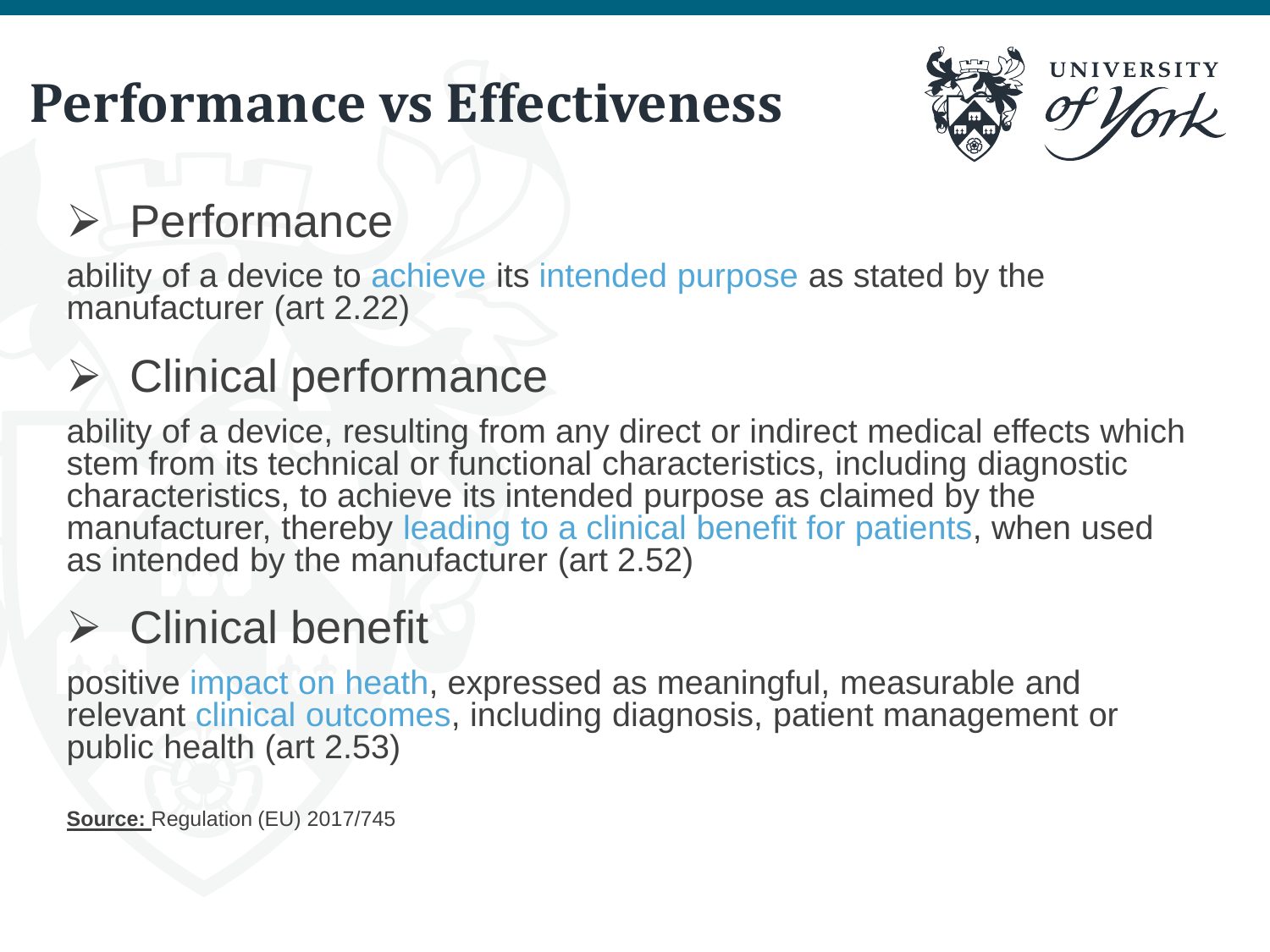# Performance vs Effectiveness

## Performance

ability of a device to achieve its intended purpose as stated by the manufacturer (art 2.22)

## Clinical performance

ability of a device, resulting from any direct or indirect medical effects which stem from its technical or functional characteristics, including diagnostic characteristics, to achieve its intended purpose as claimed by the manufacturer, thereby leading to a clinical benefit for patients, when used as intended by the manufacturer (art 2.52)

## Clinical benefit

positive impact on heath, expressed as meaningful, measurable and relevant clinical outcomes, including diagnosis, patient management or public health (art 2.53)

**Source:** Regulation (EU) 2017/745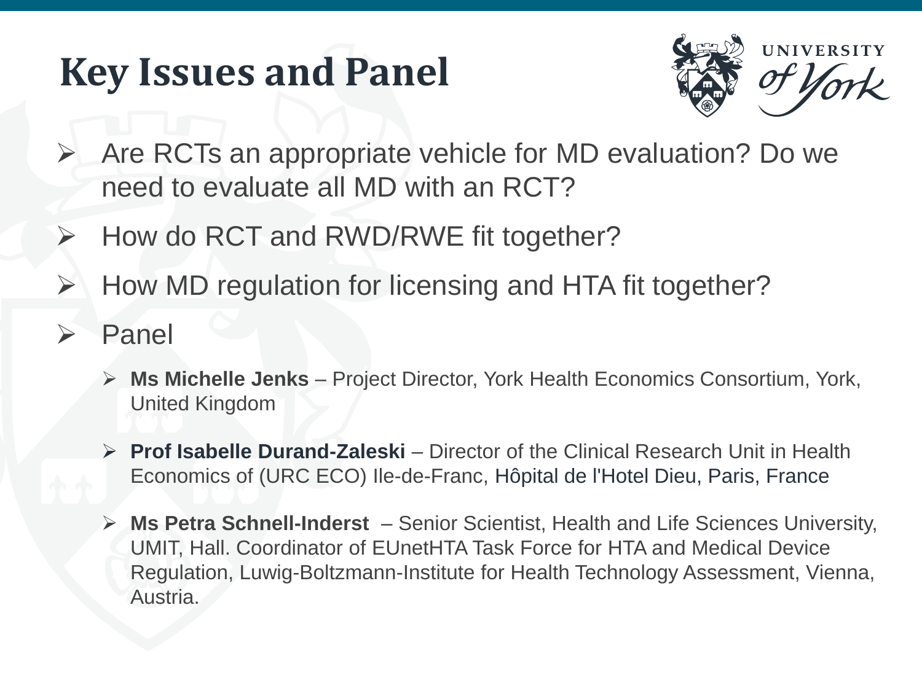# Key Issues and Panel

- Are RCTs an appropriate vehicle for MD evaluation? Do we need to evaluate all MD with an RCT?
- How do RCT and RWD/RWE fit together?
- How MD regulation for licensing and HTA fit together?
- Panel
  - **Ms Michelle Jenks** – Project Director, York Health Economics Consortium, York, United Kingdom
  - **Prof Isabelle Durand-Zaleski** – Director of the Clinical Research Unit in Health Economics of (URC ECO) Ile-de-Franc, Hôpital de l'Hotel Dieu, Paris, France
  - **Ms Petra Schnell-Inderst** – Senior Scientist, Health and Life Sciences University, UMIT, Hall. Coordinator of EUnetHTA Task Force for HTA and Medical Device Regulation, Luwig-Boltzmann-Institute for Health Technology Assessment, Vienna, Austria.